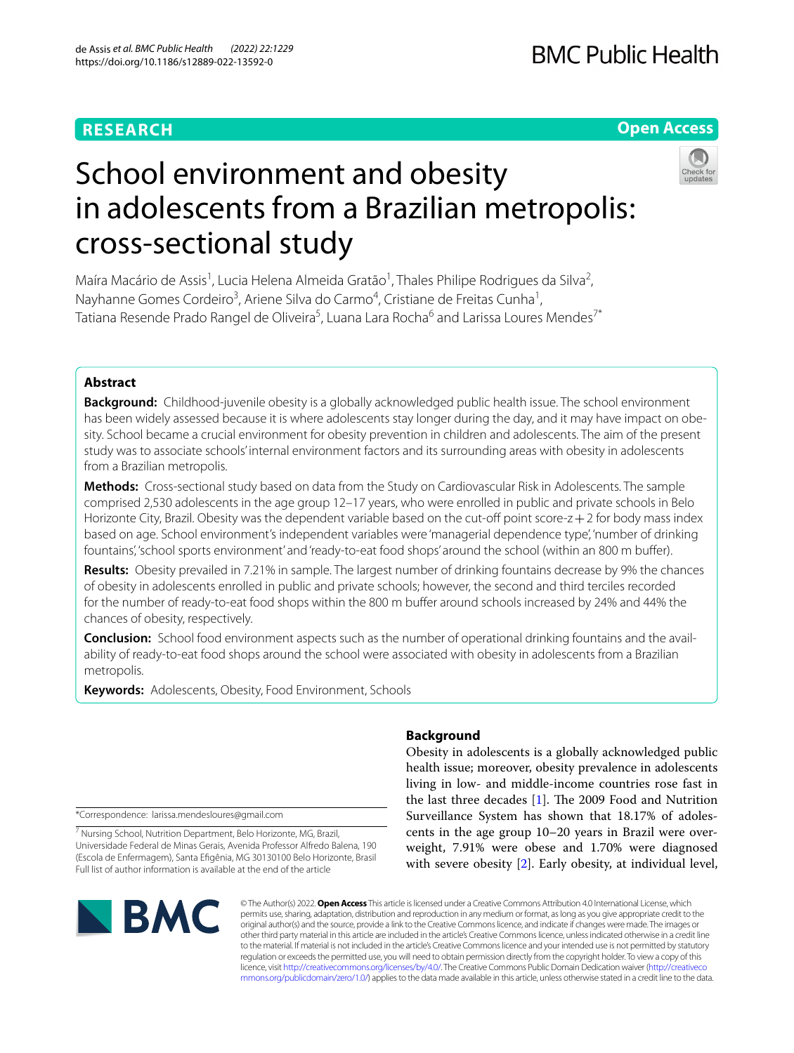RESEARCH

Open Access

# School environment and obesity in adolescents from a Brazilian metropolis: cross-sectional study

Maíra Macário de Assis[1], Lucia Helena Almeida Gratão[1], Thales Philipe Rodrigues da Silva[2], Nayhanne Gomes Cordeiro[3], Ariene Silva do Carmo[4], Cristiane de Freitas Cunha[1], Tatiana Resende Prado Rangel de Oliveira[5], Luana Lara Rocha[6] and Larissa Loures Mendes[7*]

## Abstract

**Background:** Childhood-juvenile obesity is a globally acknowledged public health issue. The school environment has been widely assessed because it is where adolescents stay longer during the day, and it may have impact on obesity. School became a crucial environment for obesity prevention in children and adolescents. The aim of the present study was to associate schools' internal environment factors and its surrounding areas with obesity in adolescents from a Brazilian metropolis.

**Methods:** Cross-sectional study based on data from the Study on Cardiovascular Risk in Adolescents. The sample comprised 2,530 adolescents in the age group 12–17 years, who were enrolled in public and private schools in Belo Horizonte City, Brazil. Obesity was the dependent variable based on the cut-off point score-z + 2 for body mass index based on age. School environment's independent variables were 'managerial dependence type', 'number of drinking fountains', 'school sports environment' and 'ready-to-eat food shops' around the school (within an 800 m buffer).

**Results:** Obesity prevailed in 7.21% in sample. The largest number of drinking fountains decrease by 9% the chances of obesity in adolescents enrolled in public and private schools; however, the second and third terciles recorded for the number of ready-to-eat food shops within the 800 m buffer around schools increased by 24% and 44% the chances of obesity, respectively.

**Conclusion:** School food environment aspects such as the number of operational drinking fountains and the availability of ready-to-eat food shops around the school were associated with obesity in adolescents from a Brazilian metropolis.

**Keywords:** Adolescents, Obesity, Food Environment, Schools

## Background

Obesity in adolescents is a globally acknowledged public health issue; moreover, obesity prevalence in adolescents living in low- and middle-income countries rose fast in the last three decades [1]. The 2009 Food and Nutrition Surveillance System has shown that 18.17% of adolescents in the age group 10–20 years in Brazil were overweight, 7.91% were obese and 1.70% were diagnosed with severe obesity [2]. Early obesity, at individual level,

*Correspondence: larissa.mendesloures@gmail.com

[7] Nursing School, Nutrition Department, Belo Horizonte, MG, Brazil, Universidade Federal de Minas Gerais, Avenida Professor Alfredo Balena, 190 (Escola de Enfermagem), Santa Efigênia, MG 30130100 Belo Horizonte, Brasil
Full list of author information is available at the end of the article

© The Author(s) 2022. **Open Access** This article is licensed under a Creative Commons Attribution 4.0 International License, which permits use, sharing, adaptation, distribution and reproduction in any medium or format, as long as you give appropriate credit to the original author(s) and the source, provide a link to the Creative Commons licence, and indicate if changes were made. The images or other third party material in this article are included in the article's Creative Commons licence, unless indicated otherwise in a credit line to the material. If material is not included in the article's Creative Commons licence and your intended use is not permitted by statutory regulation or exceeds the permitted use, you will need to obtain permission directly from the copyright holder. To view a copy of this licence, visit http://creativecommons.org/licenses/by/4.0/. The Creative Commons Public Domain Dedication waiver (http://creativecommons.org/publicdomain/zero/1.0/) applies to the data made available in this article, unless otherwise stated in a credit line to the data.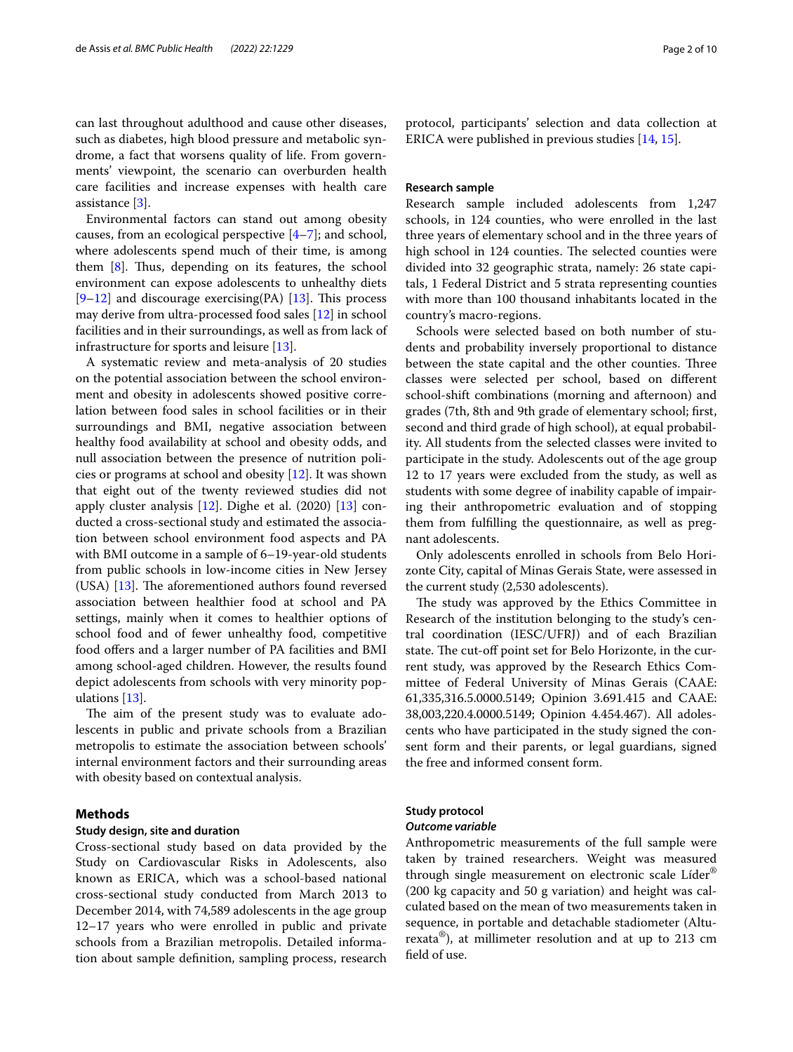can last throughout adulthood and cause other diseases, such as diabetes, high blood pressure and metabolic syndrome, a fact that worsens quality of life. From governments' viewpoint, the scenario can overburden health care facilities and increase expenses with health care assistance [3].

Environmental factors can stand out among obesity causes, from an ecological perspective [4–7]; and school, where adolescents spend much of their time, is among them [8]. Thus, depending on its features, the school environment can expose adolescents to unhealthy diets [9–12] and discourage exercising(PA) [13]. This process may derive from ultra-processed food sales [12] in school facilities and in their surroundings, as well as from lack of infrastructure for sports and leisure [13].

A systematic review and meta-analysis of 20 studies on the potential association between the school environment and obesity in adolescents showed positive correlation between food sales in school facilities or in their surroundings and BMI, negative association between healthy food availability at school and obesity odds, and null association between the presence of nutrition policies or programs at school and obesity [12]. It was shown that eight out of the twenty reviewed studies did not apply cluster analysis [12]. Dighe et al. (2020) [13] conducted a cross-sectional study and estimated the association between school environment food aspects and PA with BMI outcome in a sample of 6–19-year-old students from public schools in low-income cities in New Jersey (USA) [13]. The aforementioned authors found reversed association between healthier food at school and PA settings, mainly when it comes to healthier options of school food and of fewer unhealthy food, competitive food offers and a larger number of PA facilities and BMI among school-aged children. However, the results found depict adolescents from schools with very minority populations [13].

The aim of the present study was to evaluate adolescents in public and private schools from a Brazilian metropolis to estimate the association between schools' internal environment factors and their surrounding areas with obesity based on contextual analysis.

## Methods

### Study design, site and duration

Cross-sectional study based on data provided by the Study on Cardiovascular Risks in Adolescents, also known as ERICA, which was a school-based national cross-sectional study conducted from March 2013 to December 2014, with 74,589 adolescents in the age group 12–17 years who were enrolled in public and private schools from a Brazilian metropolis. Detailed information about sample definition, sampling process, research protocol, participants' selection and data collection at ERICA were published in previous studies [14, 15].

### Research sample

Research sample included adolescents from 1,247 schools, in 124 counties, who were enrolled in the last three years of elementary school and in the three years of high school in 124 counties. The selected counties were divided into 32 geographic strata, namely: 26 state capitals, 1 Federal District and 5 strata representing counties with more than 100 thousand inhabitants located in the country's macro-regions.

Schools were selected based on both number of students and probability inversely proportional to distance between the state capital and the other counties. Three classes were selected per school, based on different school-shift combinations (morning and afternoon) and grades (7th, 8th and 9th grade of elementary school; first, second and third grade of high school), at equal probability. All students from the selected classes were invited to participate in the study. Adolescents out of the age group 12 to 17 years were excluded from the study, as well as students with some degree of inability capable of impairing their anthropometric evaluation and of stopping them from fulfilling the questionnaire, as well as pregnant adolescents.

Only adolescents enrolled in schools from Belo Horizonte City, capital of Minas Gerais State, were assessed in the current study (2,530 adolescents).

The study was approved by the Ethics Committee in Research of the institution belonging to the study's central coordination (IESC/UFRJ) and of each Brazilian state. The cut-off point set for Belo Horizonte, in the current study, was approved by the Research Ethics Committee of Federal University of Minas Gerais (CAAE: 61,335,316.5.0000.5149; Opinion 3.691.415 and CAAE: 38,003,220.4.0000.5149; Opinion 4.454.467). All adolescents who have participated in the study signed the consent form and their parents, or legal guardians, signed the free and informed consent form.

### Study protocol

#### *Outcome variable*

Anthropometric measurements of the full sample were taken by trained researchers. Weight was measured through single measurement on electronic scale Líder® (200 kg capacity and 50 g variation) and height was calculated based on the mean of two measurements taken in sequence, in portable and detachable stadiometer (Alturexata®), at millimeter resolution and at up to 213 cm field of use.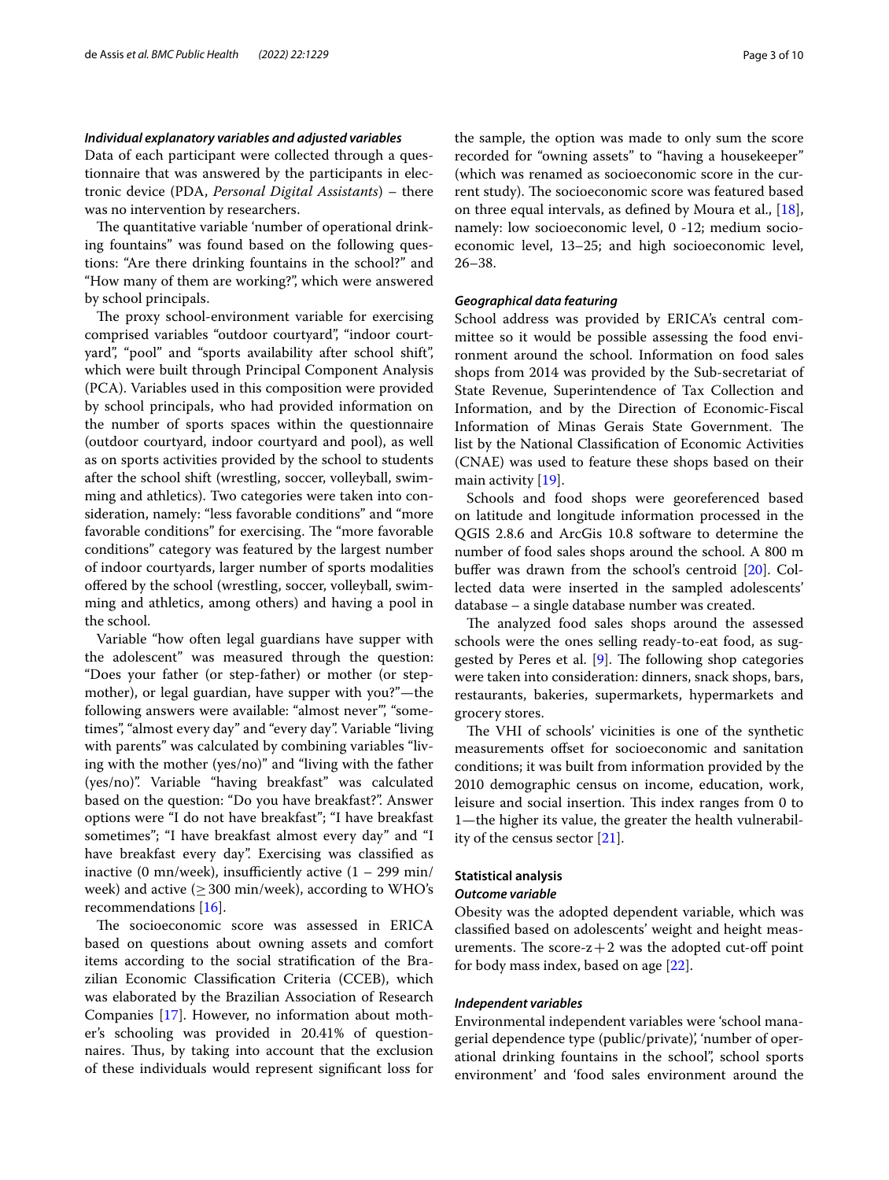#### *Individual explanatory variables and adjusted variables*

Data of each participant were collected through a questionnaire that was answered by the participants in electronic device (PDA, *Personal Digital Assistants*) – there was no intervention by researchers.

The quantitative variable 'number of operational drinking fountains" was found based on the following questions: "Are there drinking fountains in the school?" and "How many of them are working?", which were answered by school principals.

The proxy school-environment variable for exercising comprised variables "outdoor courtyard", "indoor courtyard", "pool" and "sports availability after school shift", which were built through Principal Component Analysis (PCA). Variables used in this composition were provided by school principals, who had provided information on the number of sports spaces within the questionnaire (outdoor courtyard, indoor courtyard and pool), as well as on sports activities provided by the school to students after the school shift (wrestling, soccer, volleyball, swimming and athletics). Two categories were taken into consideration, namely: "less favorable conditions" and "more favorable conditions" for exercising. The "more favorable conditions" category was featured by the largest number of indoor courtyards, larger number of sports modalities offered by the school (wrestling, soccer, volleyball, swimming and athletics, among others) and having a pool in the school.

Variable "how often legal guardians have supper with the adolescent" was measured through the question: "Does your father (or step-father) or mother (or step-mother), or legal guardian, have supper with you?"—the following answers were available: "almost never"', "sometimes", "almost every day" and "every day". Variable "living with parents" was calculated by combining variables "living with the mother (yes/no)" and "living with the father (yes/no)". Variable "having breakfast" was calculated based on the question: "Do you have breakfast?". Answer options were "I do not have breakfast"; "I have breakfast sometimes"; "I have breakfast almost every day" and "I have breakfast every day". Exercising was classified as inactive (0 mn/week), insufficiently active (1 – 299 min/week) and active ($\geq$ 300 min/week), according to WHO's recommendations [16].

The socioeconomic score was assessed in ERICA based on questions about owning assets and comfort items according to the social stratification of the Brazilian Economic Classification Criteria (CCEB), which was elaborated by the Brazilian Association of Research Companies [17]. However, no information about mother's schooling was provided in 20.41% of questionnaires. Thus, by taking into account that the exclusion of these individuals would represent significant loss for the sample, the option was made to only sum the score recorded for "owning assets" to "having a housekeeper" (which was renamed as socioeconomic score in the current study). The socioeconomic score was featured based on three equal intervals, as defined by Moura et al., [18], namely: low socioeconomic level, 0 -12; medium socioeconomic level, 13–25; and high socioeconomic level, 26–38.

#### *Geographical data featuring*

School address was provided by ERICA's central committee so it would be possible assessing the food environment around the school. Information on food sales shops from 2014 was provided by the Sub-secretariat of State Revenue, Superintendence of Tax Collection and Information, and by the Direction of Economic-Fiscal Information of Minas Gerais State Government. The list by the National Classification of Economic Activities (CNAE) was used to feature these shops based on their main activity [19].

Schools and food shops were georeferenced based on latitude and longitude information processed in the QGIS 2.8.6 and ArcGis 10.8 software to determine the number of food sales shops around the school. A 800 m buffer was drawn from the school's centroid [20]. Collected data were inserted in the sampled adolescents' database – a single database number was created.

The analyzed food sales shops around the assessed schools were the ones selling ready-to-eat food, as suggested by Peres et al. [9]. The following shop categories were taken into consideration: dinners, snack shops, bars, restaurants, bakeries, supermarkets, hypermarkets and grocery stores.

The VHI of schools' vicinities is one of the synthetic measurements offset for socioeconomic and sanitation conditions; it was built from information provided by the 2010 demographic census on income, education, work, leisure and social insertion. This index ranges from 0 to 1—the higher its value, the greater the health vulnerability of the census sector [21].

### Statistical analysis

#### *Outcome variable*

Obesity was the adopted dependent variable, which was classified based on adolescents' weight and height measurements. The score-z + 2 was the adopted cut-off point for body mass index, based on age [22].

#### *Independent variables*

Environmental independent variables were 'school managerial dependence type (public/private)', 'number of operational drinking fountains in the school", school sports environment' and 'food sales environment around the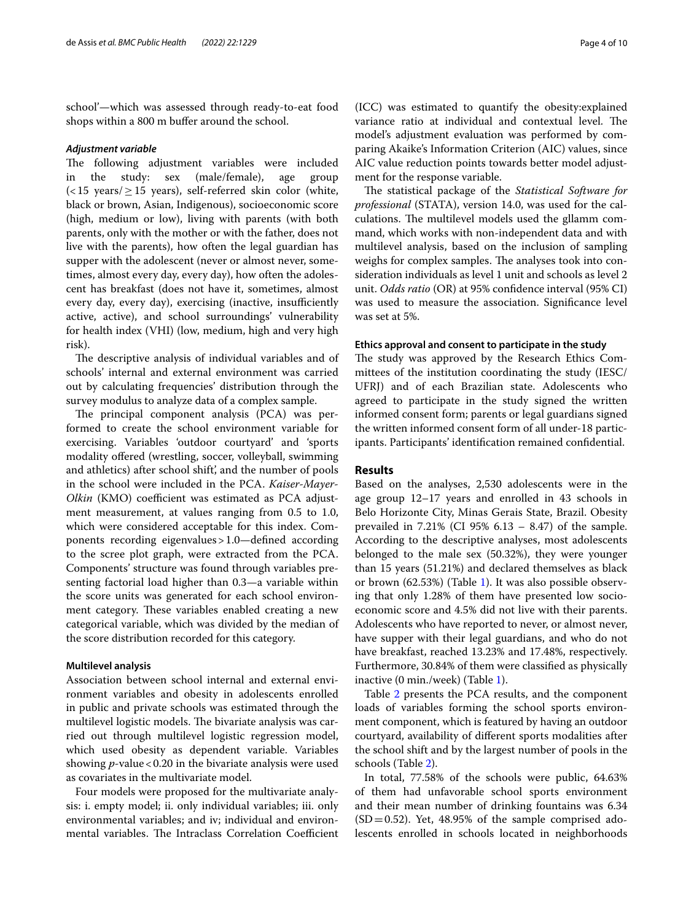school'—which was assessed through ready-to-eat food shops within a 800 m buffer around the school.

### *Adjustment variable*

The following adjustment variables were included in the study: sex (male/female), age group (<15 years/≥15 years), self-referred skin color (white, black or brown, Asian, Indigenous), socioeconomic score (high, medium or low), living with parents (with both parents, only with the mother or with the father, does not live with the parents), how often the legal guardian has supper with the adolescent (never or almost never, sometimes, almost every day, every day), how often the adolescent has breakfast (does not have it, sometimes, almost every day, every day), exercising (inactive, insufficiently active, active), and school surroundings' vulnerability for health index (VHI) (low, medium, high and very high risk).

The descriptive analysis of individual variables and of schools' internal and external environment was carried out by calculating frequencies' distribution through the survey modulus to analyze data of a complex sample.

The principal component analysis (PCA) was performed to create the school environment variable for exercising. Variables 'outdoor courtyard' and 'sports modality offered (wrestling, soccer, volleyball, swimming and athletics) after school shift', and the number of pools in the school were included in the PCA. *Kaiser-Mayer-Olkin* (KMO) coefficient was estimated as PCA adjustment measurement, at values ranging from 0.5 to 1.0, which were considered acceptable for this index. Components recording eigenvalues > 1.0—defined according to the scree plot graph, were extracted from the PCA. Components' structure was found through variables presenting factorial load higher than 0.3—a variable within the score units was generated for each school environment category. These variables enabled creating a new categorical variable, which was divided by the median of the score distribution recorded for this category.

#### Multilevel analysis

Association between school internal and external environment variables and obesity in adolescents enrolled in public and private schools was estimated through the multilevel logistic models. The bivariate analysis was carried out through multilevel logistic regression model, which used obesity as dependent variable. Variables showing $p$-value < 0.20 in the bivariate analysis were used as covariates in the multivariate model.

Four models were proposed for the multivariate analysis: i. empty model; ii. only individual variables; iii. only environmental variables; and iv; individual and environmental variables. The Intraclass Correlation Coefficient (ICC) was estimated to quantify the obesity:explained variance ratio at individual and contextual level. The model's adjustment evaluation was performed by comparing Akaike's Information Criterion (AIC) values, since AIC value reduction points towards better model adjustment for the response variable.

The statistical package of the *Statistical Software for professional* (STATA), version 14.0, was used for the calculations. The multilevel models used the gllamm command, which works with non-independent data and with multilevel analysis, based on the inclusion of sampling weighs for complex samples. The analyses took into consideration individuals as level 1 unit and schools as level 2 unit. *Odds ratio* (OR) at 95% confidence interval (95% CI) was used to measure the association. Significance level was set at 5%.

#### Ethics approval and consent to participate in the study

The study was approved by the Research Ethics Committees of the institution coordinating the study (IESC/UFRJ) and of each Brazilian state. Adolescents who agreed to participate in the study signed the written informed consent form; parents or legal guardians signed the written informed consent form of all under-18 participants. Participants' identification remained confidential.

## Results

Based on the analyses, 2,530 adolescents were in the age group 12–17 years and enrolled in 43 schools in Belo Horizonte City, Minas Gerais State, Brazil. Obesity prevailed in 7.21% (CI 95% 6.13 – 8.47) of the sample. According to the descriptive analyses, most adolescents belonged to the male sex (50.32%), they were younger than 15 years (51.21%) and declared themselves as black or brown (62.53%) (Table 1). It was also possible observing that only 1.28% of them have presented low socioeconomic score and 4.5% did not live with their parents. Adolescents who have reported to never, or almost never, have supper with their legal guardians, and who do not have breakfast, reached 13.23% and 17.48%, respectively. Furthermore, 30.84% of them were classified as physically inactive (0 min./week) (Table 1).

Table 2 presents the PCA results, and the component loads of variables forming the school sports environment component, which is featured by having an outdoor courtyard, availability of different sports modalities after the school shift and by the largest number of pools in the schools (Table 2).

In total, 77.58% of the schools were public, 64.63% of them had unfavorable school sports environment and their mean number of drinking fountains was 6.34 (SD = 0.52). Yet, 48.95% of the sample comprised adolescents enrolled in schools located in neighborhoods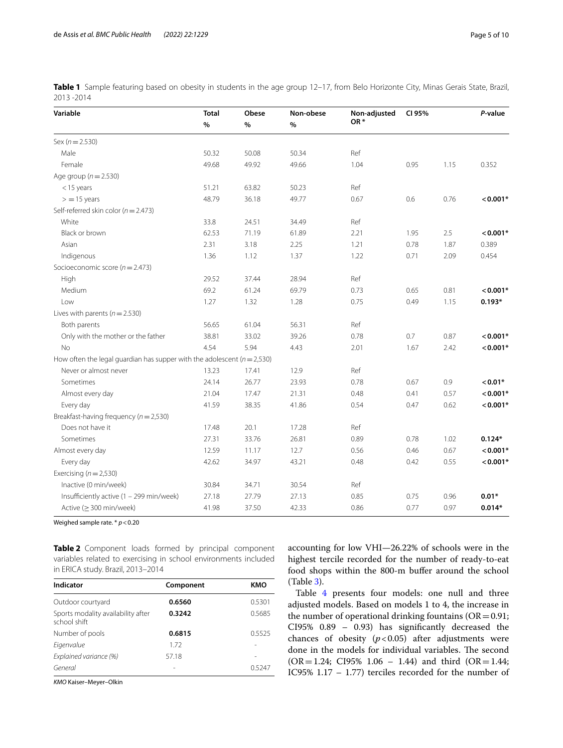**Table 1** Sample featuring based on obesity in students in the age group 12–17, from Belo Horizonte City, Minas Gerais State, Brazil, 2013 -2014

| Variable | Total % | Obese % | Non-obese % | Non-adjusted OR * | CI 95% | | *P*-value |
|---|---|---|---|---|---|---|---|
| Sex (*n* = 2.530) | | | | | | | |
| Male | 50.32 | 50.08 | 50.34 | Ref | | | |
| Female | 49.68 | 49.92 | 49.66 | 1.04 | 0.95 | 1.15 | 0.352 |
| Age group (*n* = 2.530) | | | | | | | |
| < 15 years | 51.21 | 63.82 | 50.23 | Ref | | | |
| > = 15 years | 48.79 | 36.18 | 49.77 | 0.67 | 0.6 | 0.76 | **< 0.001*** |
| Self-referred skin color (*n* = 2.473) | | | | | | | |
| White | 33.8 | 24.51 | 34.49 | Ref | | | |
| Black or brown | 62.53 | 71.19 | 61.89 | 2.21 | 1.95 | 2.5 | **< 0.001*** |
| Asian | 2.31 | 3.18 | 2.25 | 1.21 | 0.78 | 1.87 | 0.389 |
| Indigenous | 1.36 | 1.12 | 1.37 | 1.22 | 0.71 | 2.09 | 0.454 |
| Socioeconomic score (*n* = 2.473) | | | | | | | |
| High | 29.52 | 37.44 | 28.94 | Ref | | | |
| Medium | 69.2 | 61.24 | 69.79 | 0.73 | 0.65 | 0.81 | **< 0.001*** |
| Low | 1.27 | 1.32 | 1.28 | 0.75 | 0.49 | 1.15 | **0.193*** |
| Lives with parents (*n* = 2.530) | | | | | | | |
| Both parents | 56.65 | 61.04 | 56.31 | Ref | | | |
| Only with the mother or the father | 38.81 | 33.02 | 39.26 | 0.78 | 0.7 | 0.87 | **< 0.001*** |
| No | 4.54 | 5.94 | 4.43 | 2.01 | 1.67 | 2.42 | **< 0.001*** |
| How often the legal guardian has supper with the adolescent (*n* = 2,530) | | | | | | | |
| Never or almost never | 13.23 | 17.41 | 12.9 | Ref | | | |
| Sometimes | 24.14 | 26.77 | 23.93 | 0.78 | 0.67 | 0.9 | **< 0.01*** |
| Almost every day | 21.04 | 17.47 | 21.31 | 0.48 | 0.41 | 0.57 | **< 0.001*** |
| Every day | 41.59 | 38.35 | 41.86 | 0.54 | 0.47 | 0.62 | **< 0.001*** |
| Breakfast-having frequency (*n* = 2,530) | | | | | | | |
| Does not have it | 17.48 | 20.1 | 17.28 | Ref | | | |
| Sometimes | 27.31 | 33.76 | 26.81 | 0.89 | 0.78 | 1.02 | **0.124*** |
| Almost every day | 12.59 | 11.17 | 12.7 | 0.56 | 0.46 | 0.67 | **< 0.001*** |
| Every day | 42.62 | 34.97 | 43.21 | 0.48 | 0.42 | 0.55 | **< 0.001*** |
| Exercising (*n* = 2,530) | | | | | | | |
| Inactive (0 min/week) | 30.84 | 34.71 | 30.54 | Ref | | | |
| Insufficiently active (1 – 299 min/week) | 27.18 | 27.79 | 27.13 | 0.85 | 0.75 | 0.96 | **0.01*** |
| Active (≥ 300 min/week) | 41.98 | 37.50 | 42.33 | 0.86 | 0.77 | 0.97 | **0.014*** |

Weighed sample rate. * $p < 0.20$

**Table 2** Component loads formed by principal component variables related to exercising in school environments included in ERICA study. Brazil, 2013–2014

| Indicator | Component | KMO |
|---|---|---|
| Outdoor courtyard | **0.6560** | 0.5301 |
| Sports modality availability after school shift | **0.3242** | 0.5685 |
| Number of pools | **0.6815** | 0.5525 |
| *Eigenvalue* | 1.72 | - |
| *Explained variance (%)* | 57.18 | - |
| *General* | - | 0.5247 |

*KMO* Kaiser–Meyer–Olkin

accounting for low VHI—26.22% of schools were in the highest tercile recorded for the number of ready-to-eat food shops within the 800-m buffer around the school (Table 3).

Table 4 presents four models: one null and three adjusted models. Based on models 1 to 4, the increase in the number of operational drinking fountains (OR = 0.91; CI95% 0.89 – 0.93) has significantly decreased the chances of obesity ($p < 0.05$) after adjustments were done in the models for individual variables. The second (OR = 1.24; CI95% 1.06 – 1.44) and third (OR = 1.44; IC95% 1.17 – 1.77) terciles recorded for the number of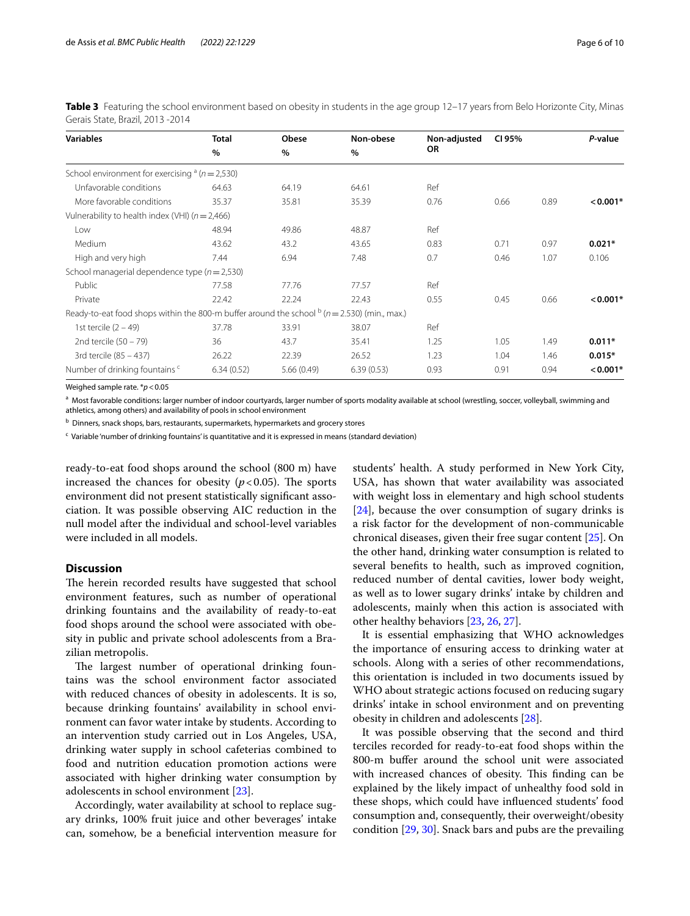**Table 3** Featuring the school environment based on obesity in students in the age group 12–17 years from Belo Horizonte City, Minas Gerais State, Brazil, 2013 -2014

| Variables | Total % | Obese % | Non-obese % | Non-adjusted OR | CI 95% | | *P*-value |
|---|---|---|---|---|---|---|---|
| School environment for exercising [a] ($n = 2{,}530$) | | | | | | | |
| Unfavorable conditions | 64.63 | 64.19 | 64.61 | Ref | | | |
| More favorable conditions | 35.37 | 35.81 | 35.39 | 0.76 | 0.66 | 0.89 | **< 0.001*** |
| Vulnerability to health index (VHI) ($n = 2{,}466$) | | | | | | | |
| Low | 48.94 | 49.86 | 48.87 | Ref | | | |
| Medium | 43.62 | 43.2 | 43.65 | 0.83 | 0.71 | 0.97 | **0.021*** |
| High and very high | 7.44 | 6.94 | 7.48 | 0.7 | 0.46 | 1.07 | 0.106 |
| School managerial dependence type ($n = 2{,}530$) | | | | | | | |
| Public | 77.58 | 77.76 | 77.57 | Ref | | | |
| Private | 22.42 | 22.24 | 22.43 | 0.55 | 0.45 | 0.66 | **< 0.001*** |
| Ready-to-eat food shops within the 800-m buffer around the school [b] ($n = 2{,}530$) (min., max.) | | | | | | | |
| 1st tercile (2 – 49) | 37.78 | 33.91 | 38.07 | Ref | | | |
| 2nd tercile (50 – 79) | 36 | 43.7 | 35.41 | 1.25 | 1.05 | 1.49 | **0.011*** |
| 3rd tercile (85 – 437) | 26.22 | 22.39 | 26.52 | 1.23 | 1.04 | 1.46 | **0.015*** |
| Number of drinking fountains [c] | 6.34 (0.52) | 5.66 (0.49) | 6.39 (0.53) | 0.93 | 0.91 | 0.94 | **< 0.001*** |

Weighed sample rate. *$p < 0.05$

[a] Most favorable conditions: larger number of indoor courtyards, larger number of sports modality available at school (wrestling, soccer, volleyball, swimming and athletics, among others) and availability of pools in school environment

[b] Dinners, snack shops, bars, restaurants, supermarkets, hypermarkets and grocery stores

[c] Variable 'number of drinking fountains' is quantitative and it is expressed in means (standard deviation)

ready-to-eat food shops around the school (800 m) have increased the chances for obesity ($p < 0.05$). The sports environment did not present statistically significant association. It was possible observing AIC reduction in the null model after the individual and school-level variables were included in all models.

## Discussion

The herein recorded results have suggested that school environment features, such as number of operational drinking fountains and the availability of ready-to-eat food shops around the school were associated with obesity in public and private school adolescents from a Brazilian metropolis.

The largest number of operational drinking fountains was the school environment factor associated with reduced chances of obesity in adolescents. It is so, because drinking fountains' availability in school environment can favor water intake by students. According to an intervention study carried out in Los Angeles, USA, drinking water supply in school cafeterias combined to food and nutrition education promotion actions were associated with higher drinking water consumption by adolescents in school environment [23].

Accordingly, water availability at school to replace sugary drinks, 100% fruit juice and other beverages' intake can, somehow, be a beneficial intervention measure for students' health. A study performed in New York City, USA, has shown that water availability was associated with weight loss in elementary and high school students [24], because the over consumption of sugary drinks is a risk factor for the development of non-communicable chronical diseases, given their free sugar content [25]. On the other hand, drinking water consumption is related to several benefits to health, such as improved cognition, reduced number of dental cavities, lower body weight, as well as to lower sugary drinks' intake by children and adolescents, mainly when this action is associated with other healthy behaviors [23, 26, 27].

It is essential emphasizing that WHO acknowledges the importance of ensuring access to drinking water at schools. Along with a series of other recommendations, this orientation is included in two documents issued by WHO about strategic actions focused on reducing sugary drinks' intake in school environment and on preventing obesity in children and adolescents [28].

It was possible observing that the second and third terciles recorded for ready-to-eat food shops within the 800-m buffer around the school unit were associated with increased chances of obesity. This finding can be explained by the likely impact of unhealthy food sold in these shops, which could have influenced students' food consumption and, consequently, their overweight/obesity condition [29, 30]. Snack bars and pubs are the prevailing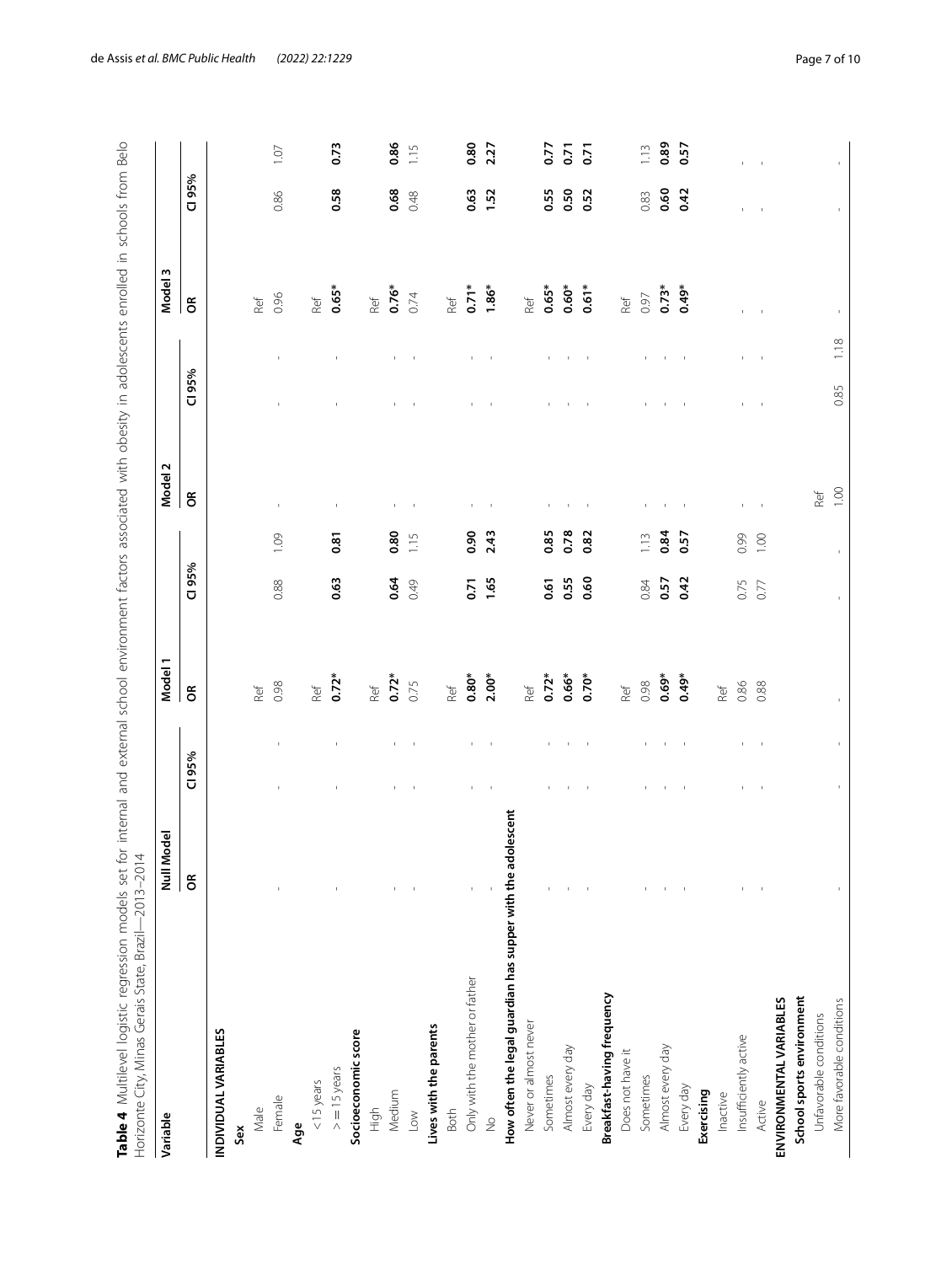**Table 4** Multilevel logistic regression models set for internal and external school environment factors associated with obesity in adolescents enrolled in schools from Belo Horizonte City, Minas Gerais State, Brazil—2013–2014

| Variable | Null Model | | Model 1 | | | Model 2 | | | Model 3 | | |
|---|---|---|---|---|---|---|---|---|---|---|---|
| | OR | CI 95% | OR | CI 95% | | OR | CI 95% | | OR | CI 95% | |
| **INDIVIDUAL VARIABLES** | | | | | | | | | | | |
| **Sex** | | | | | | | | | | | |
| Male | | | Ref | | | | | | Ref | | |
| Female | - | - | 0.98 | 0.88 | 1.09 | - | - | | 0.96 | 0.86 | 1.07 |
| **Age** | | | | | | | | | | | |
| <15 years | | | Ref | | | | | | Ref | | |
| >=15 years | - | - | **0.72*** | **0.63** | **0.81** | - | - | | **0.65*** | **0.58** | **0.73** |
| **Socioeconomic score** | | | | | | | | | | | |
| High | | | Ref | | | | | | Ref | | |
| Medium | - | - | **0.72*** | **0.64** | **0.80** | - | - | | **0.76*** | **0.68** | **0.86** |
| Low | - | - | 0.75 | 0.49 | 1.15 | - | - | | 0.74 | 0.48 | 1.15 |
| **Lives with the parents** | | | | | | | | | | | |
| Both | | | Ref | | | | | | Ref | | |
| Only with the mother or father | - | - | **0.80*** | **0.71** | **0.90** | - | - | | **0.71*** | **0.63** | **0.80** |
| No | - | - | **2.00*** | **1.65** | **2.43** | - | - | | **1.86*** | **1.52** | **2.27** |
| **How often the legal guardian has supper with the adolescent** | | | | | | | | | | | |
| Never or almost never | | | Ref | | | | | | Ref | | |
| Sometimes | - | - | **0.72*** | **0.61** | **0.85** | - | - | | **0.65*** | **0.55** | **0.77** |
| Almost every day | - | - | **0.66*** | **0.55** | **0.78** | - | - | | **0.60*** | **0.50** | **0.71** |
| Every day | - | - | **0.70*** | **0.60** | **0.82** | - | - | | **0.61*** | **0.52** | **0.71** |
| **Breakfast-having frequency** | | | | | | | | | | | |
| Does not have it | | | Ref | | | | | | Ref | | |
| Sometimes | - | - | 0.98 | 0.84 | 1.13 | - | - | | 0.97 | 0.83 | 1.13 |
| Almost every day | - | - | **0.69*** | **0.57** | **0.84** | - | - | | **0.73*** | **0.60** | **0.89** |
| Every day | - | - | **0.49*** | **0.42** | **0.57** | - | - | | **0.49*** | **0.42** | **0.57** |
| **Exercising** | | | | | | | | | | | |
| Inactive | | | Ref | | | | | | | | |
| Insufficiently active | - | - | 0.86 | 0.75 | 0.99 | - | - | | - | - | - |
| Active | - | - | 0.88 | 0.77 | 1.00 | - | - | | - | - | - |
| **ENVIRONMENTAL VARIABLES** | | | | | | | | | | | |
| **School sports environment** | | | | | | | | | | | |
| Unfavorable conditions | | | | | | Ref | | | | | |
| More favorable conditions | - | - | - | - | | 1.00 | 0.85 | 1.18 | - | - | - |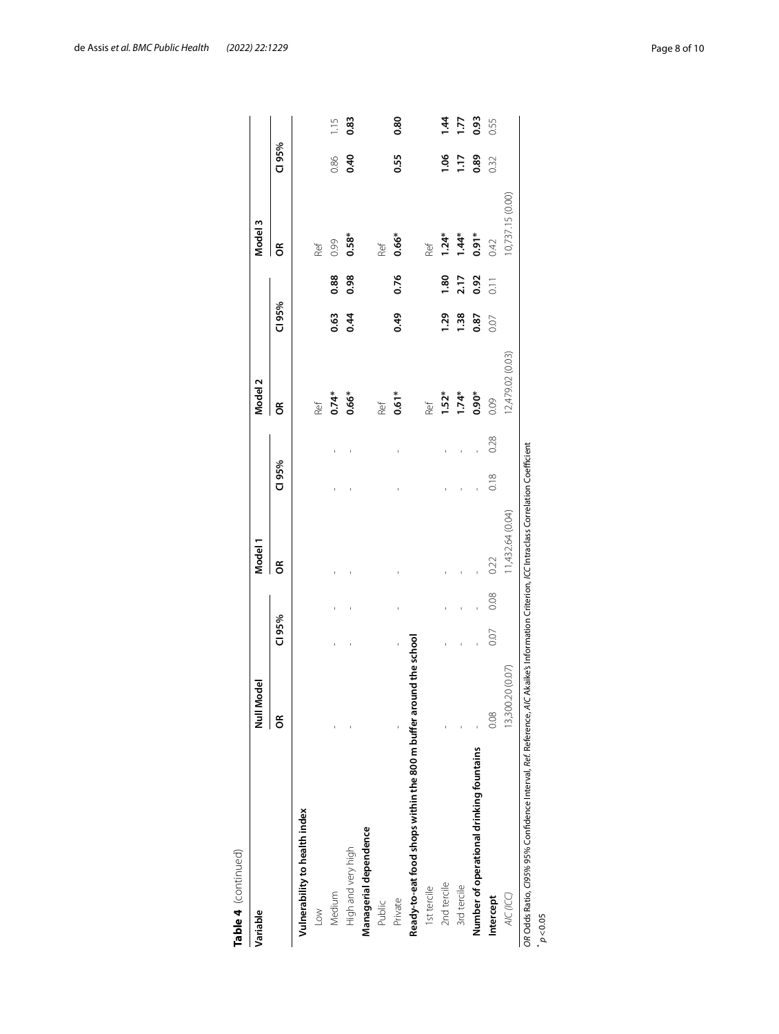**Table 4** (continued)

| Variable | Null Model | | | Model 1 | | | Model 2 | | | Model 3 | | |
|---|---|---|---|---|---|---|---|---|---|---|---|---|
| | OR | CI 95% | | OR | CI 95% | | OR | CI 95% | | OR | CI 95% | |
| **Vulnerability to health index** | | | | | | | | | | | | |
| Low | | | | | | | Ref | | | Ref | | |
| Medium | - | - | - | - | - | - | **0.74*** | **0.63** | **0.88** | 0.99 | 0.86 | 1.15 |
| High and very high | - | - | - | - | - | - | **0.66*** | **0.44** | **0.98** | **0.58*** | **0.40** | **0.83** |
| **Managerial dependence** | | | | | | | | | | | | |
| Public | | | | | | | Ref | | | Ref | | |
| Private | - | - | - | - | - | - | **0.61*** | **0.49** | **0.76** | **0.66*** | **0.55** | **0.80** |
| **Ready-to-eat food shops within the 800 m buffer around the school** | | | | | | | | | | | | |
| 1st tercile | | | | | | | Ref | | | Ref | | |
| 2nd tercile | - | - | - | - | - | - | **1.52*** | **1.29** | **1.80** | **1.24*** | **1.06** | **1.44** |
| 3rd tercile | - | - | - | - | - | - | **1.74*** | **1.38** | **2.17** | **1.44*** | **1.17** | **1.77** |
| **Number of operational drinking fountains** | - | - | - | - | - | - | **0.90*** | **0.87** | **0.92** | **0.91*** | **0.89** | **0.93** |
| **Intercept** | 0.08 | 0.07 | 0.08 | 0.22 | 0.18 | 0.28 | 0.09 | 0.07 | 0.11 | 0.42 | 0.32 | 0.55 |
| *AIC (ICC)* | 13,300.20 (0.07) | | | 11,432.64 (0.04) | | | 12,479.02 (0.03) | | | 10,737.15 (0.00) | | |

*OR* Odds Ratio, *CI95%* 95% Confidence Interval, *Ref.* Reference, *AIC* Akaike's Information Criterion, *ICC* Intraclass Correlation Coefficient

\* $p < 0.05$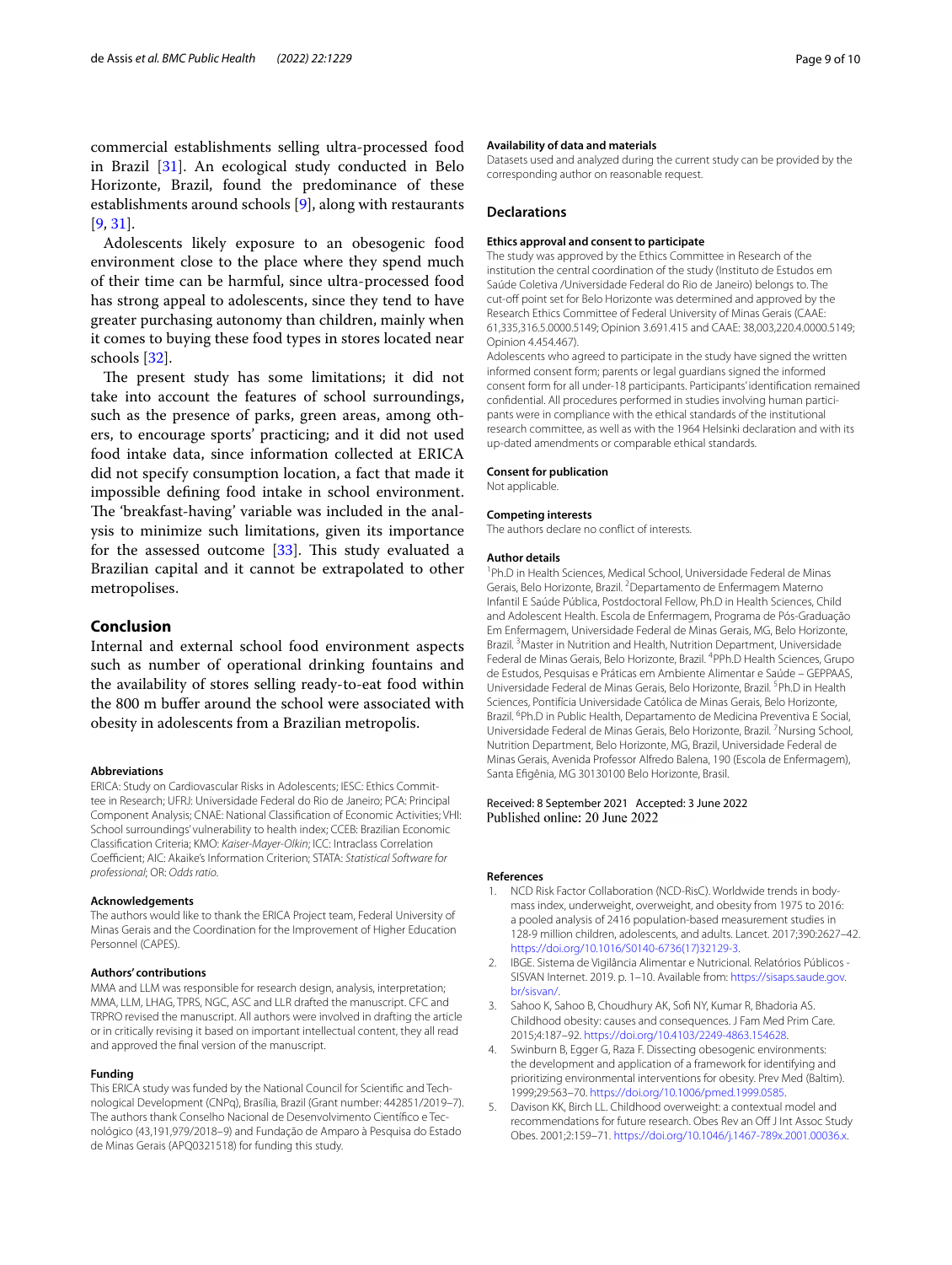commercial establishments selling ultra-processed food in Brazil [31]. An ecological study conducted in Belo Horizonte, Brazil, found the predominance of these establishments around schools [9], along with restaurants [9, 31].

Adolescents likely exposure to an obesogenic food environment close to the place where they spend much of their time can be harmful, since ultra-processed food has strong appeal to adolescents, since they tend to have greater purchasing autonomy than children, mainly when it comes to buying these food types in stores located near schools [32].

The present study has some limitations; it did not take into account the features of school surroundings, such as the presence of parks, green areas, among others, to encourage sports' practicing; and it did not used food intake data, since information collected at ERICA did not specify consumption location, a fact that made it impossible defining food intake in school environment. The 'breakfast-having' variable was included in the analysis to minimize such limitations, given its importance for the assessed outcome [33]. This study evaluated a Brazilian capital and it cannot be extrapolated to other metropolises.

## Conclusion

Internal and external school food environment aspects such as number of operational drinking fountains and the availability of stores selling ready-to-eat food within the 800 m buffer around the school were associated with obesity in adolescents from a Brazilian metropolis.

#### Abbreviations

ERICA: Study on Cardiovascular Risks in Adolescents; IESC: Ethics Committee in Research; UFRJ: Universidade Federal do Rio de Janeiro; PCA: Principal Component Analysis; CNAE: National Classification of Economic Activities; VHI: School surroundings' vulnerability to health index; CCEB: Brazilian Economic Classification Criteria; KMO: *Kaiser-Mayer-Olkin*; ICC: Intraclass Correlation Coefficient; AIC: Akaike's Information Criterion; STATA: *Statistical Software for professional*; OR: *Odds ratio*.

#### Acknowledgements

The authors would like to thank the ERICA Project team, Federal University of Minas Gerais and the Coordination for the Improvement of Higher Education Personnel (CAPES).

#### Authors' contributions

MMA and LLM was responsible for research design, analysis, interpretation; MMA, LLM, LHAG, TPRS, NGC, ASC and LLR drafted the manuscript. CFC and TRPRO revised the manuscript. All authors were involved in drafting the article or in critically revising it based on important intellectual content, they all read and approved the final version of the manuscript.

#### Funding

This ERICA study was funded by the National Council for Scientific and Technological Development (CNPq), Brasília, Brazil (Grant number: 442851/2019–7). The authors thank Conselho Nacional de Desenvolvimento Científico e Tecnológico (43,191,979/2018–9) and Fundação de Amparo à Pesquisa do Estado de Minas Gerais (APQ0321518) for funding this study.

#### Availability of data and materials

Datasets used and analyzed during the current study can be provided by the corresponding author on reasonable request.

## Declarations

#### Ethics approval and consent to participate

The study was approved by the Ethics Committee in Research of the institution the central coordination of the study (Instituto de Estudos em Saúde Coletiva /Universidade Federal do Rio de Janeiro) belongs to. The cut-off point set for Belo Horizonte was determined and approved by the Research Ethics Committee of Federal University of Minas Gerais (CAAE: 61,335,316.5.0000.5149; Opinion 3.691.415 and CAAE: 38,003,220.4.0000.5149; Opinion 4.454.467).

Adolescents who agreed to participate in the study have signed the written informed consent form; parents or legal guardians signed the informed consent form for all under-18 participants. Participants' identification remained confidential. All procedures performed in studies involving human participants were in compliance with the ethical standards of the institutional research committee, as well as with the 1964 Helsinki declaration and with its up-dated amendments or comparable ethical standards.

#### Consent for publication

Not applicable.

#### Competing interests

The authors declare no conflict of interests.

#### Author details

[1]Ph.D in Health Sciences, Medical School, Universidade Federal de Minas Gerais, Belo Horizonte, Brazil. [2]Departamento de Enfermagem Materno Infantil E Saúde Pública, Postdoctoral Fellow, Ph.D in Health Sciences, Child and Adolescent Health. Escola de Enfermagem, Programa de Pós-Graduação Em Enfermagem, Universidade Federal de Minas Gerais, MG, Belo Horizonte, Brazil. [3]Master in Nutrition and Health, Nutrition Department, Universidade Federal de Minas Gerais, Belo Horizonte, Brazil. [4]PPh.D Health Sciences, Grupo de Estudos, Pesquisas e Práticas em Ambiente Alimentar e Saúde – GEPPAAS, Universidade Federal de Minas Gerais, Belo Horizonte, Brazil. [5]Ph.D in Health Sciences, Pontifícia Universidade Católica de Minas Gerais, Belo Horizonte, Brazil. [6]Ph.D in Public Health, Departamento de Medicina Preventiva E Social, Universidade Federal de Minas Gerais, Belo Horizonte, Brazil. [7]Nursing School, Nutrition Department, Belo Horizonte, MG, Brazil, Universidade Federal de Minas Gerais, Avenida Professor Alfredo Balena, 190 (Escola de Enfermagem), Santa Efigênia, MG 30130100 Belo Horizonte, Brasil.

Received: 8 September 2021 Accepted: 3 June 2022
Published online: 20 June 2022

#### References

1. NCD Risk Factor Collaboration (NCD-RisC). Worldwide trends in body-mass index, underweight, overweight, and obesity from 1975 to 2016: a pooled analysis of 2416 population-based measurement studies in 128·9 million children, adolescents, and adults. Lancet. 2017;390:2627–42. https://doi.org/10.1016/S0140-6736(17)32129-3.
2. IBGE. Sistema de Vigilância Alimentar e Nutricional. Relatórios Públicos - SISVAN Internet. 2019. p. 1–10. Available from: https://sisaps.saude.gov.br/sisvan/.
3. Sahoo K, Sahoo B, Choudhury AK, Sofi NY, Kumar R, Bhadoria AS. Childhood obesity: causes and consequences. J Fam Med Prim Care. 2015;4:187–92. https://doi.org/10.4103/2249-4863.154628.
4. Swinburn B, Egger G, Raza F. Dissecting obesogenic environments: the development and application of a framework for identifying and prioritizing environmental interventions for obesity. Prev Med (Baltim). 1999;29:563–70. https://doi.org/10.1006/pmed.1999.0585.
5. Davison KK, Birch LL. Childhood overweight: a contextual model and recommendations for future research. Obes Rev an Off J Int Assoc Study Obes. 2001;2:159–71. https://doi.org/10.1046/j.1467-789x.2001.00036.x.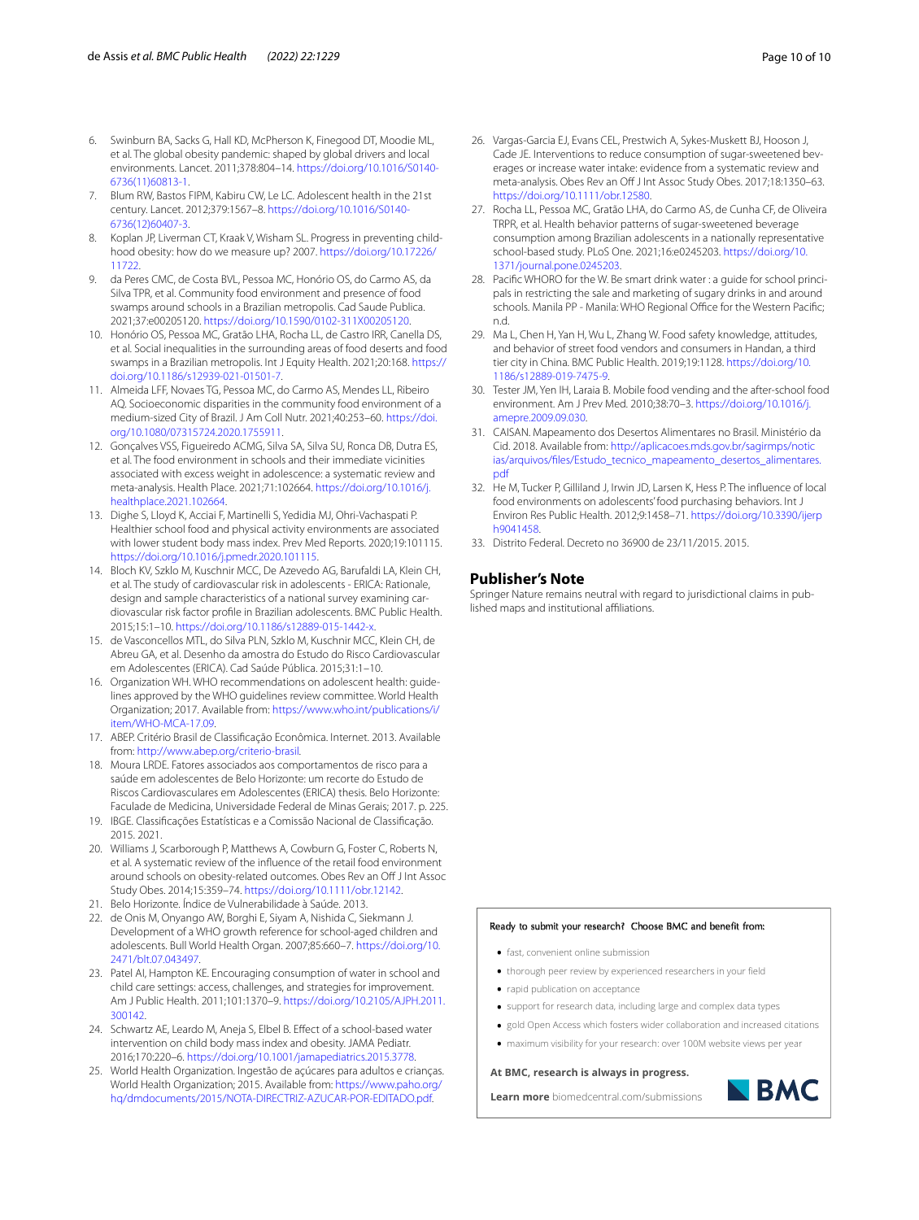6. Swinburn BA, Sacks G, Hall KD, McPherson K, Finegood DT, Moodie ML, et al. The global obesity pandemic: shaped by global drivers and local environments. Lancet. 2011;378:804–14. https://doi.org/10.1016/S0140-6736(11)60813-1.
7. Blum RW, Bastos FIPM, Kabiru CW, Le LC. Adolescent health in the 21st century. Lancet. 2012;379:1567–8. https://doi.org/10.1016/S0140-6736(12)60407-3.
8. Koplan JP, Liverman CT, Kraak V, Wisham SL. Progress in preventing childhood obesity: how do we measure up? 2007. https://doi.org/10.17226/11722.
9. da Peres CMC, de Costa BVL, Pessoa MC, Honório OS, do Carmo AS, da Silva TPR, et al. Community food environment and presence of food swamps around schools in a Brazilian metropolis. Cad Saude Publica. 2021;37:e00205120. https://doi.org/10.1590/0102-311X00205120.
10. Honório OS, Pessoa MC, Gratão LHA, Rocha LL, de Castro IRR, Canella DS, et al. Social inequalities in the surrounding areas of food deserts and food swamps in a Brazilian metropolis. Int J Equity Health. 2021;20:168. https://doi.org/10.1186/s12939-021-01501-7.
11. Almeida LFF, Novaes TG, Pessoa MC, do Carmo AS, Mendes LL, Ribeiro AQ. Socioeconomic disparities in the community food environment of a medium-sized City of Brazil. J Am Coll Nutr. 2021;40:253–60. https://doi.org/10.1080/07315724.2020.1755911.
12. Gonçalves VSS, Figueiredo ACMG, Silva SA, Silva SU, Ronca DB, Dutra ES, et al. The food environment in schools and their immediate vicinities associated with excess weight in adolescence: a systematic review and meta-analysis. Health Place. 2021;71:102664. https://doi.org/10.1016/j.healthplace.2021.102664.
13. Dighe S, Lloyd K, Acciai F, Martinelli S, Yedidia MJ, Ohri-Vachaspati P. Healthier school food and physical activity environments are associated with lower student body mass index. Prev Med Reports. 2020;19:101115. https://doi.org/10.1016/j.pmedr.2020.101115.
14. Bloch KV, Szklo M, Kuschnir MCC, De Azevedo AG, Barufaldi LA, Klein CH, et al. The study of cardiovascular risk in adolescents - ERICA: Rationale, design and sample characteristics of a national survey examining cardiovascular risk factor profile in Brazilian adolescents. BMC Public Health. 2015;15:1–10. https://doi.org/10.1186/s12889-015-1442-x.
15. de Vasconcellos MTL, do Silva PLN, Szklo M, Kuschnir MCC, Klein CH, de Abreu GA, et al. Desenho da amostra do Estudo do Risco Cardiovascular em Adolescentes (ERICA). Cad Saúde Pública. 2015;31:1–10.
16. Organization WH. WHO recommendations on adolescent health: guidelines approved by the WHO guidelines review committee. World Health Organization; 2017. Available from: https://www.who.int/publications/i/item/WHO-MCA-17.09.
17. ABEP. Critério Brasil de Classificação Econômica. Internet. 2013. Available from: http://www.abep.org/criterio-brasil.
18. Moura LRDE. Fatores associados aos comportamentos de risco para a saúde em adolescentes de Belo Horizonte: um recorte do Estudo de Riscos Cardiovasculares em Adolescentes (ERICA) thesis. Belo Horizonte: Faculade de Medicina, Universidade Federal de Minas Gerais; 2017. p. 225.
19. IBGE. Classificações Estatísticas e a Comissão Nacional de Classificação. 2015. 2021.
20. Williams J, Scarborough P, Matthews A, Cowburn G, Foster C, Roberts N, et al. A systematic review of the influence of the retail food environment around schools on obesity-related outcomes. Obes Rev an Off J Int Assoc Study Obes. 2014;15:359–74. https://doi.org/10.1111/obr.12142.
21. Belo Horizonte. Índice de Vulnerabilidade à Saúde. 2013.
22. de Onis M, Onyango AW, Borghi E, Siyam A, Nishida C, Siekmann J. Development of a WHO growth reference for school-aged children and adolescents. Bull World Health Organ. 2007;85:660–7. https://doi.org/10.2471/blt.07.043497.
23. Patel AI, Hampton KE. Encouraging consumption of water in school and child care settings: access, challenges, and strategies for improvement. Am J Public Health. 2011;101:1370–9. https://doi.org/10.2105/AJPH.2011.300142.
24. Schwartz AE, Leardo M, Aneja S, Elbel B. Effect of a school-based water intervention on child body mass index and obesity. JAMA Pediatr. 2016;170:220–6. https://doi.org/10.1001/jamapediatrics.2015.3778.
25. World Health Organization. Ingestão de açúcares para adultos e crianças. World Health Organization; 2015. Available from: https://www.paho.org/hq/dmdocuments/2015/NOTA-DIRECTRIZ-AZUCAR-POR-EDITADO.pdf.
26. Vargas-Garcia EJ, Evans CEL, Prestwich A, Sykes-Muskett BJ, Hooson J, Cade JE. Interventions to reduce consumption of sugar-sweetened beverages or increase water intake: evidence from a systematic review and meta-analysis. Obes Rev an Off J Int Assoc Study Obes. 2017;18:1350–63. https://doi.org/10.1111/obr.12580.
27. Rocha LL, Pessoa MC, Gratão LHA, do Carmo AS, de Cunha CF, de Oliveira TRPR, et al. Health behavior patterns of sugar-sweetened beverage consumption among Brazilian adolescents in a nationally representative school-based study. PLoS One. 2021;16:e0245203. https://doi.org/10.1371/journal.pone.0245203.
28. Pacific WHORO for the W. Be smart drink water : a guide for school principals in restricting the sale and marketing of sugary drinks in and around schools. Manila PP - Manila: WHO Regional Office for the Western Pacific; n.d.
29. Ma L, Chen H, Yan H, Wu L, Zhang W. Food safety knowledge, attitudes, and behavior of street food vendors and consumers in Handan, a third tier city in China. BMC Public Health. 2019;19:1128. https://doi.org/10.1186/s12889-019-7475-9.
30. Tester JM, Yen IH, Laraia B. Mobile food vending and the after-school food environment. Am J Prev Med. 2010;38:70–3. https://doi.org/10.1016/j.amepre.2009.09.030.
31. CAISAN. Mapeamento dos Desertos Alimentares no Brasil. Ministério da Cid. 2018. Available from: http://aplicacoes.mds.gov.br/sagirmps/noticias/arquivos/files/Estudo_tecnico_mapeamento_desertos_alimentares.pdf
32. He M, Tucker P, Gilliland J, Irwin JD, Larsen K, Hess P. The influence of local food environments on adolescents' food purchasing behaviors. Int J Environ Res Public Health. 2012;9:1458–71. https://doi.org/10.3390/ijerph9041458.
33. Distrito Federal. Decreto no 36900 de 23/11/2015. 2015.

## Publisher's Note

Springer Nature remains neutral with regard to jurisdictional claims in published maps and institutional affiliations.

Ready to submit your research? Choose BMC and benefit from:

- fast, convenient online submission
- thorough peer review by experienced researchers in your field
- rapid publication on acceptance
- support for research data, including large and complex data types
- gold Open Access which fosters wider collaboration and increased citations
- maximum visibility for your research: over 100M website views per year

**At BMC, research is always in progress.**

**Learn more** biomedcentral.com/submissions

BMC